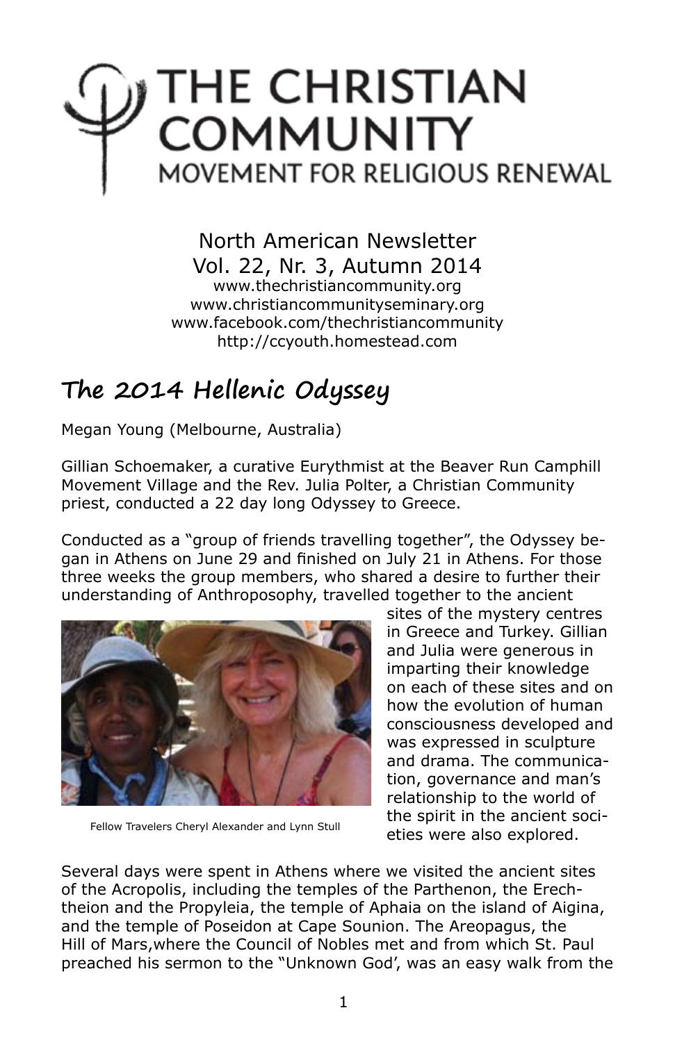# THE CHRISTIAN COMMUNITY

MOVEMENT FOR RELIGIOUS RENEWAL

North American Newsletter
Vol. 22, Nr. 3, Autumn 2014
www.thechristiancommunity.org
www.christiancommunityseminary.org
www.facebook.com/thechristiancommunity
http://ccyouth.homestead.com

## The 2014 Hellenic Odyssey

Megan Young (Melbourne, Australia)

Gillian Schoemaker, a curative Eurythmist at the Beaver Run Camphill Movement Village and the Rev. Julia Polter, a Christian Community priest, conducted a 22 day long Odyssey to Greece.

Conducted as a "group of friends travelling together", the Odyssey began in Athens on June 29 and finished on July 21 in Athens. For those three weeks the group members, who shared a desire to further their understanding of Anthroposophy, travelled together to the ancient sites of the mystery centres in Greece and Turkey. Gillian and Julia were generous in imparting their knowledge on each of these sites and on how the evolution of human consciousness developed and was expressed in sculpture and drama. The communication, governance and man's relationship to the world of the spirit in the ancient societies were also explored.

Fellow Travelers Cheryl Alexander and Lynn Stull

Several days were spent in Athens where we visited the ancient sites of the Acropolis, including the temples of the Parthenon, the Erechtheion and the Propyleia, the temple of Aphaia on the island of Aigina, and the temple of Poseidon at Cape Sounion. The Areopagus, the Hill of Mars,where the Council of Nobles met and from which St. Paul preached his sermon to the "Unknown God', was an easy walk from the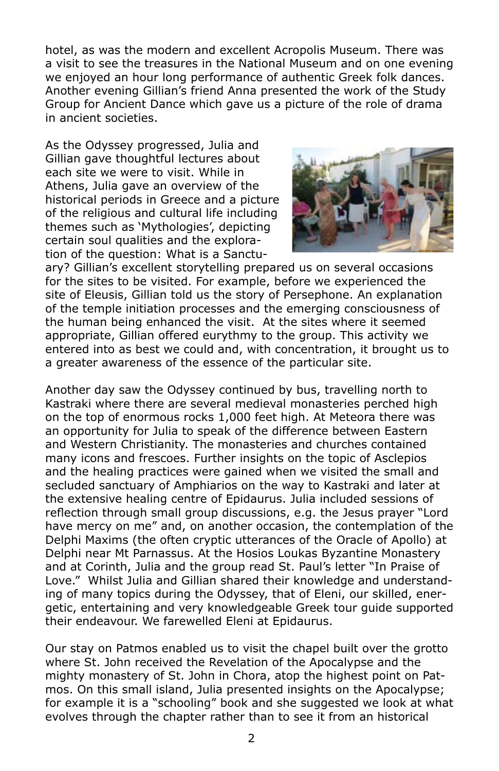hotel, as was the modern and excellent Acropolis Museum. There was a visit to see the treasures in the National Museum and on one evening we enjoyed an hour long performance of authentic Greek folk dances. Another evening Gillian's friend Anna presented the work of the Study Group for Ancient Dance which gave us a picture of the role of drama in ancient societies.

As the Odyssey progressed, Julia and Gillian gave thoughtful lectures about each site we were to visit. While in Athens, Julia gave an overview of the historical periods in Greece and a picture of the religious and cultural life including themes such as 'Mythologies', depicting certain soul qualities and the exploration of the question: What is a Sanctuary? Gillian's excellent storytelling prepared us on several occasions for the sites to be visited. For example, before we experienced the site of Eleusis, Gillian told us the story of Persephone. An explanation of the temple initiation processes and the emerging consciousness of the human being enhanced the visit. At the sites where it seemed appropriate, Gillian offered eurythmy to the group. This activity we entered into as best we could and, with concentration, it brought us to a greater awareness of the essence of the particular site.

Another day saw the Odyssey continued by bus, travelling north to Kastraki where there are several medieval monasteries perched high on the top of enormous rocks 1,000 feet high. At Meteora there was an opportunity for Julia to speak of the difference between Eastern and Western Christianity. The monasteries and churches contained many icons and frescoes. Further insights on the topic of Asclepios and the healing practices were gained when we visited the small and secluded sanctuary of Amphiarios on the way to Kastraki and later at the extensive healing centre of Epidaurus. Julia included sessions of reflection through small group discussions, e.g. the Jesus prayer "Lord have mercy on me" and, on another occasion, the contemplation of the Delphi Maxims (the often cryptic utterances of the Oracle of Apollo) at Delphi near Mt Parnassus. At the Hosios Loukas Byzantine Monastery and at Corinth, Julia and the group read St. Paul's letter "In Praise of Love." Whilst Julia and Gillian shared their knowledge and understanding of many topics during the Odyssey, that of Eleni, our skilled, energetic, entertaining and very knowledgeable Greek tour guide supported their endeavour. We farewelled Eleni at Epidaurus.

Our stay on Patmos enabled us to visit the chapel built over the grotto where St. John received the Revelation of the Apocalypse and the mighty monastery of St. John in Chora, atop the highest point on Patmos. On this small island, Julia presented insights on the Apocalypse; for example it is a "schooling" book and she suggested we look at what evolves through the chapter rather than to see it from an historical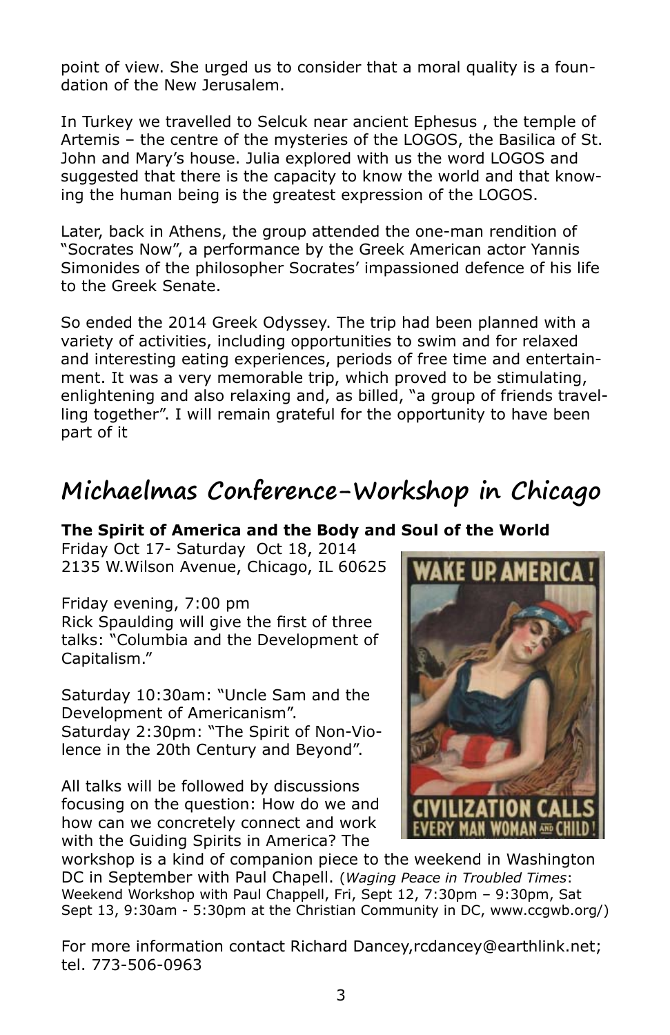point of view. She urged us to consider that a moral quality is a foundation of the New Jerusalem.

In Turkey we travelled to Selcuk near ancient Ephesus , the temple of Artemis – the centre of the mysteries of the LOGOS, the Basilica of St. John and Mary's house. Julia explored with us the word LOGOS and suggested that there is the capacity to know the world and that knowing the human being is the greatest expression of the LOGOS.

Later, back in Athens, the group attended the one-man rendition of "Socrates Now", a performance by the Greek American actor Yannis Simonides of the philosopher Socrates' impassioned defence of his life to the Greek Senate.

So ended the 2014 Greek Odyssey. The trip had been planned with a variety of activities, including opportunities to swim and for relaxed and interesting eating experiences, periods of free time and entertainment. It was a very memorable trip, which proved to be stimulating, enlightening and also relaxing and, as billed, "a group of friends travelling together". I will remain grateful for the opportunity to have been part of it

# Michaelmas Conference-Workshop in Chicago

**The Spirit of America and the Body and Soul of the World**

Friday Oct 17- Saturday Oct 18, 2014
2135 W.Wilson Avenue, Chicago, IL 60625

Friday evening, 7:00 pm
Rick Spaulding will give the first of three talks: "Columbia and the Development of Capitalism."

Saturday 10:30am: "Uncle Sam and the Development of Americanism".
Saturday 2:30pm: "The Spirit of Non-Violence in the 20th Century and Beyond".

All talks will be followed by discussions focusing on the question: How do we and how can we concretely connect and work with the Guiding Spirits in America? The workshop is a kind of companion piece to the weekend in Washington DC in September with Paul Chapell. (*Waging Peace in Troubled Times*: Weekend Workshop with Paul Chappell, Fri, Sept 12, 7:30pm – 9:30pm, Sat Sept 13, 9:30am - 5:30pm at the Christian Community in DC, www.ccgwb.org/)

For more information contact Richard Dancey,rcdancey@earthlink.net; tel. 773-506-0963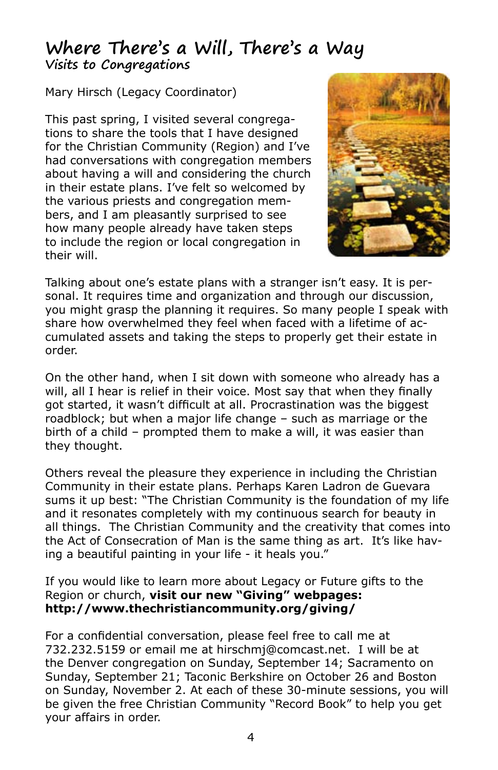# Where There's a Will, There's a Way

## Visits to Congregations

Mary Hirsch (Legacy Coordinator)

This past spring, I visited several congregations to share the tools that I have designed for the Christian Community (Region) and I've had conversations with congregation members about having a will and considering the church in their estate plans. I've felt so welcomed by the various priests and congregation members, and I am pleasantly surprised to see how many people already have taken steps to include the region or local congregation in their will.

Talking about one's estate plans with a stranger isn't easy. It is personal. It requires time and organization and through our discussion, you might grasp the planning it requires. So many people I speak with share how overwhelmed they feel when faced with a lifetime of accumulated assets and taking the steps to properly get their estate in order.

On the other hand, when I sit down with someone who already has a will, all I hear is relief in their voice. Most say that when they finally got started, it wasn't difficult at all. Procrastination was the biggest roadblock; but when a major life change – such as marriage or the birth of a child – prompted them to make a will, it was easier than they thought.

Others reveal the pleasure they experience in including the Christian Community in their estate plans. Perhaps Karen Ladron de Guevara sums it up best: "The Christian Community is the foundation of my life and it resonates completely with my continuous search for beauty in all things. The Christian Community and the creativity that comes into the Act of Consecration of Man is the same thing as art. It's like having a beautiful painting in your life - it heals you."

If you would like to learn more about Legacy or Future gifts to the Region or church, **visit our new "Giving" webpages: http://www.thechristiancommunity.org/giving/**

For a confidential conversation, please feel free to call me at 732.232.5159 or email me at hirschmj@comcast.net. I will be at the Denver congregation on Sunday, September 14; Sacramento on Sunday, September 21; Taconic Berkshire on October 26 and Boston on Sunday, November 2. At each of these 30-minute sessions, you will be given the free Christian Community "Record Book" to help you get your affairs in order.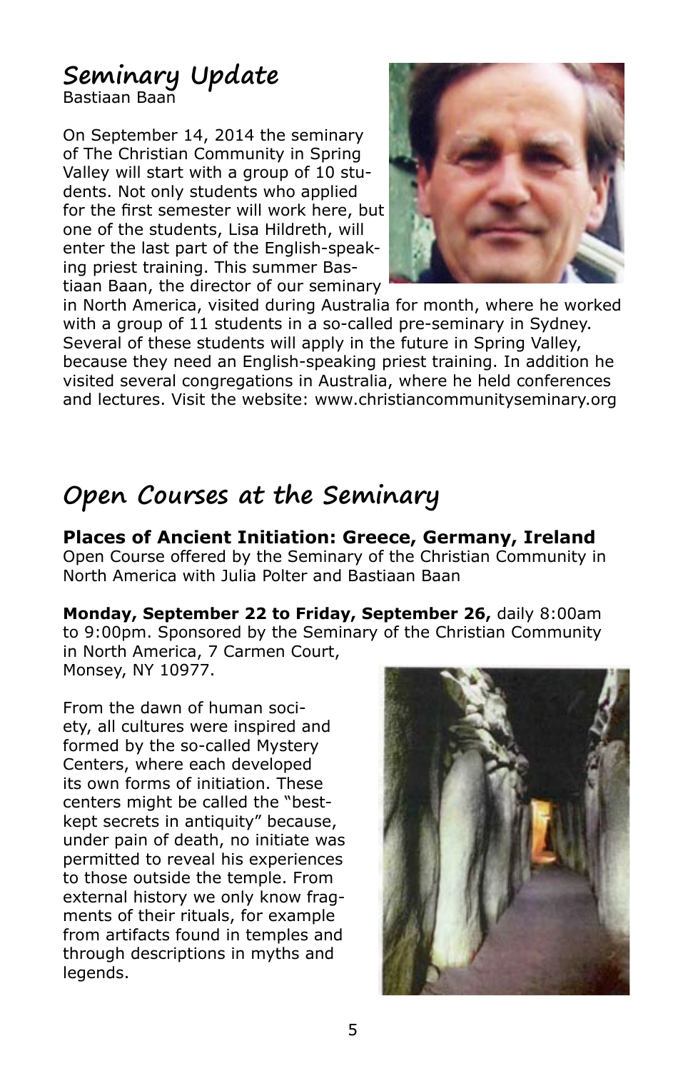## Seminary Update

Bastiaan Baan

On September 14, 2014 the seminary of The Christian Community in Spring Valley will start with a group of 10 students. Not only students who applied for the first semester will work here, but one of the students, Lisa Hildreth, will enter the last part of the English-speaking priest training. This summer Bastiaan Baan, the director of our seminary in North America, visited during Australia for month, where he worked with a group of 11 students in a so-called pre-seminary in Sydney. Several of these students will apply in the future in Spring Valley, because they need an English-speaking priest training. In addition he visited several congregations in Australia, where he held conferences and lectures. Visit the website: www.christiancommunityseminary.org

## Open Courses at the Seminary

**Places of Ancient Initiation: Greece, Germany, Ireland**

Open Course offered by the Seminary of the Christian Community in North America with Julia Polter and Bastiaan Baan

**Monday, September 22 to Friday, September 26,** daily 8:00am to 9:00pm. Sponsored by the Seminary of the Christian Community in North America, 7 Carmen Court, Monsey, NY 10977.

From the dawn of human society, all cultures were inspired and formed by the so-called Mystery Centers, where each developed its own forms of initiation. These centers might be called the "best-kept secrets in antiquity" because, under pain of death, no initiate was permitted to reveal his experiences to those outside the temple. From external history we only know fragments of their rituals, for example from artifacts found in temples and through descriptions in myths and legends.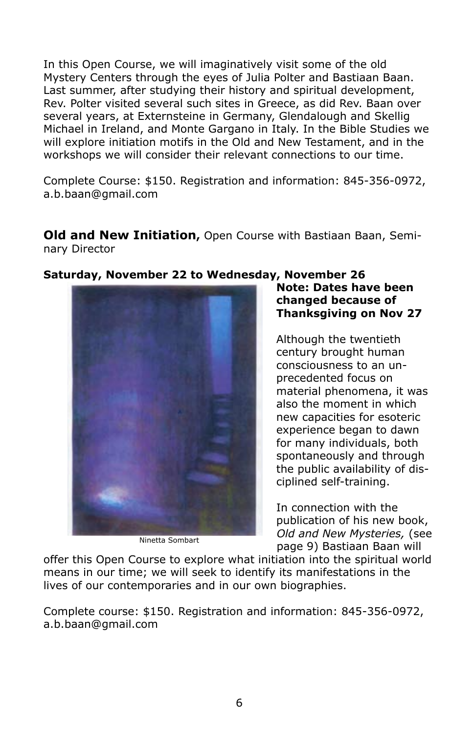In this Open Course, we will imaginatively visit some of the old Mystery Centers through the eyes of Julia Polter and Bastiaan Baan. Last summer, after studying their history and spiritual development, Rev. Polter visited several such sites in Greece, as did Rev. Baan over several years, at Externsteine in Germany, Glendalough and Skellig Michael in Ireland, and Monte Gargano in Italy. In the Bible Studies we will explore initiation motifs in the Old and New Testament, and in the workshops we will consider their relevant connections to our time.

Complete Course: $150. Registration and information: 845-356-0972, a.b.baan@gmail.com

**Old and New Initiation,** Open Course with Bastiaan Baan, Seminary Director

**Saturday, November 22 to Wednesday, November 26**

**Note: Dates have been changed because of Thanksgiving on Nov 27**

Ninetta Sombart

Although the twentieth century brought human consciousness to an unprecedented focus on material phenomena, it was also the moment in which new capacities for esoteric experience began to dawn for many individuals, both spontaneously and through the public availability of disciplined self-training.

In connection with the publication of his new book, *Old and New Mysteries,* (see page 9) Bastiaan Baan will offer this Open Course to explore what initiation into the spiritual world means in our time; we will seek to identify its manifestations in the lives of our contemporaries and in our own biographies.

Complete course: $150. Registration and information: 845-356-0972, a.b.baan@gmail.com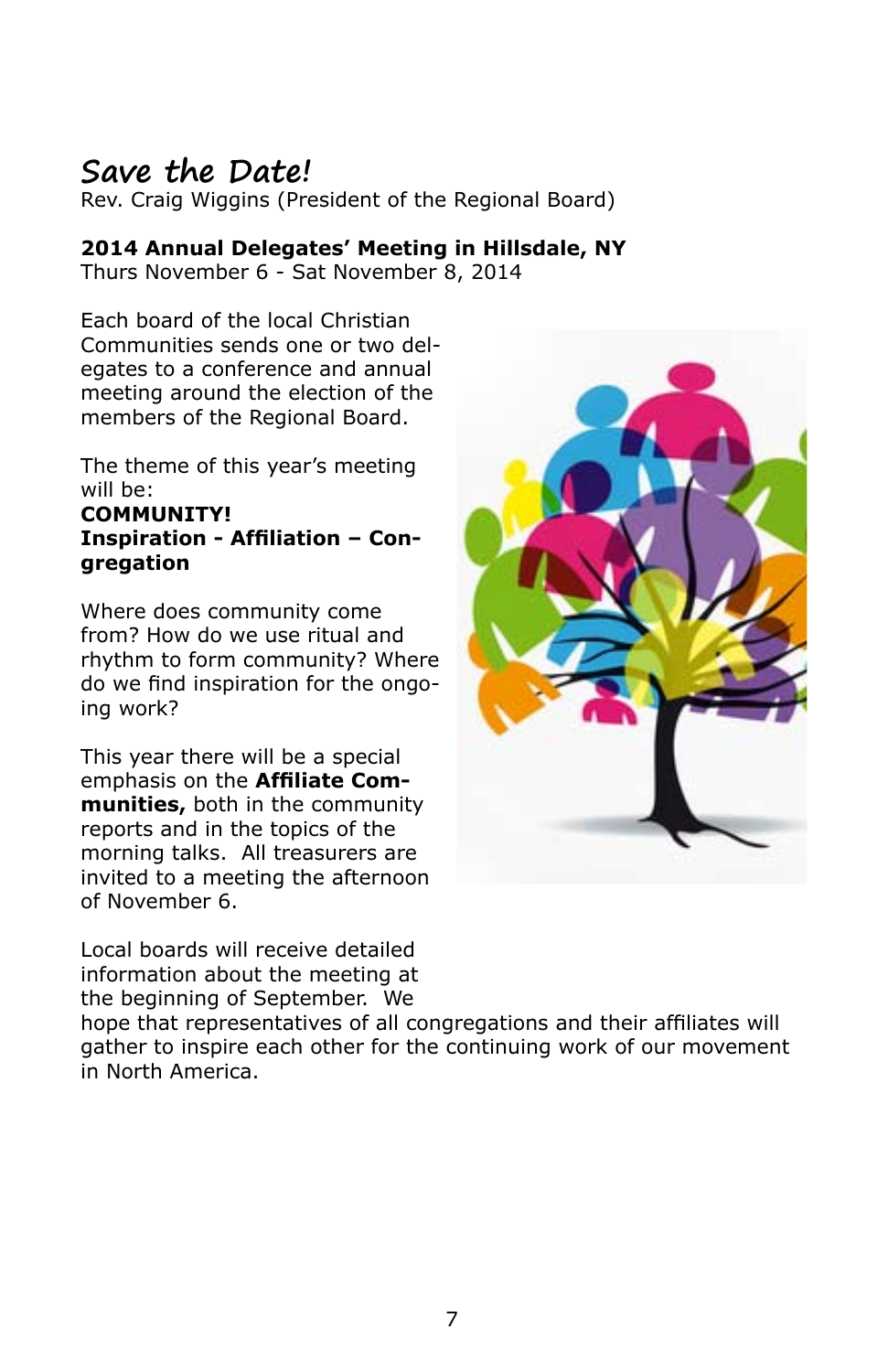## *Save the Date!*

Rev. Craig Wiggins (President of the Regional Board)

**2014 Annual Delegates' Meeting in Hillsdale, NY**
Thurs November 6 - Sat November 8, 2014

Each board of the local Christian Communities sends one or two delegates to a conference and annual meeting around the election of the members of the Regional Board.

The theme of this year's meeting will be:
**COMMUNITY!**
**Inspiration - Affiliation – Congregation**

Where does community come from? How do we use ritual and rhythm to form community? Where do we find inspiration for the ongoing work?

This year there will be a special emphasis on the **Affiliate Communities,** both in the community reports and in the topics of the morning talks. All treasurers are invited to a meeting the afternoon of November 6.

Local boards will receive detailed information about the meeting at the beginning of September. We hope that representatives of all congregations and their affiliates will gather to inspire each other for the continuing work of our movement in North America.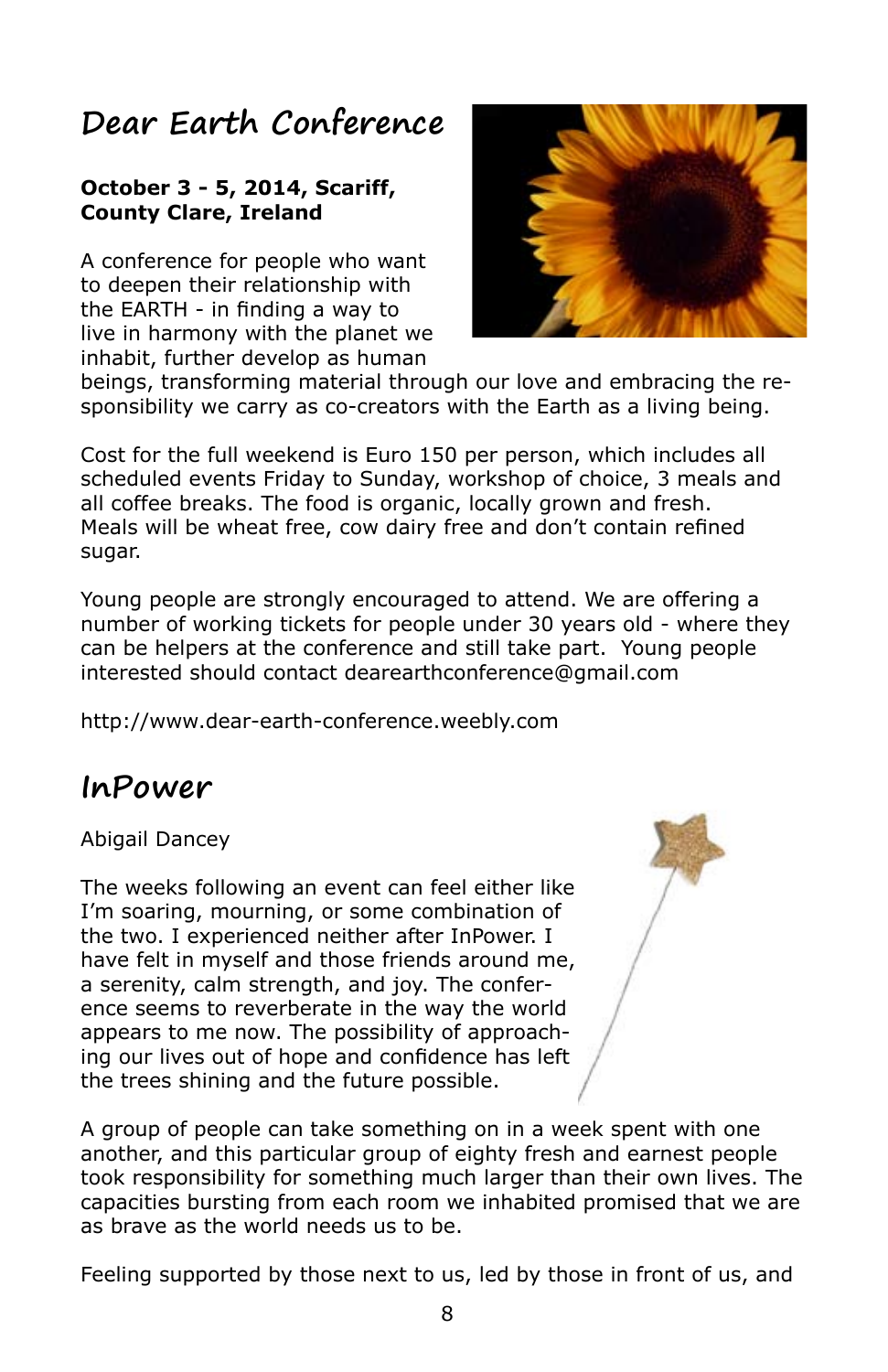## Dear Earth Conference

**October 3 - 5, 2014, Scariff, County Clare, Ireland**

A conference for people who want to deepen their relationship with the EARTH - in finding a way to live in harmony with the planet we inhabit, further develop as human beings, transforming material through our love and embracing the responsibility we carry as co-creators with the Earth as a living being.

Cost for the full weekend is Euro 150 per person, which includes all scheduled events Friday to Sunday, workshop of choice, 3 meals and all coffee breaks. The food is organic, locally grown and fresh. Meals will be wheat free, cow dairy free and don't contain refined sugar.

Young people are strongly encouraged to attend. We are offering a number of working tickets for people under 30 years old - where they can be helpers at the conference and still take part. Young people interested should contact dearearthconference@gmail.com

http://www.dear-earth-conference.weebly.com

## InPower

Abigail Dancey

The weeks following an event can feel either like I'm soaring, mourning, or some combination of the two. I experienced neither after InPower. I have felt in myself and those friends around me, a serenity, calm strength, and joy. The conference seems to reverberate in the way the world appears to me now. The possibility of approaching our lives out of hope and confidence has left the trees shining and the future possible.

A group of people can take something on in a week spent with one another, and this particular group of eighty fresh and earnest people took responsibility for something much larger than their own lives. The capacities bursting from each room we inhabited promised that we are as brave as the world needs us to be.

Feeling supported by those next to us, led by those in front of us, and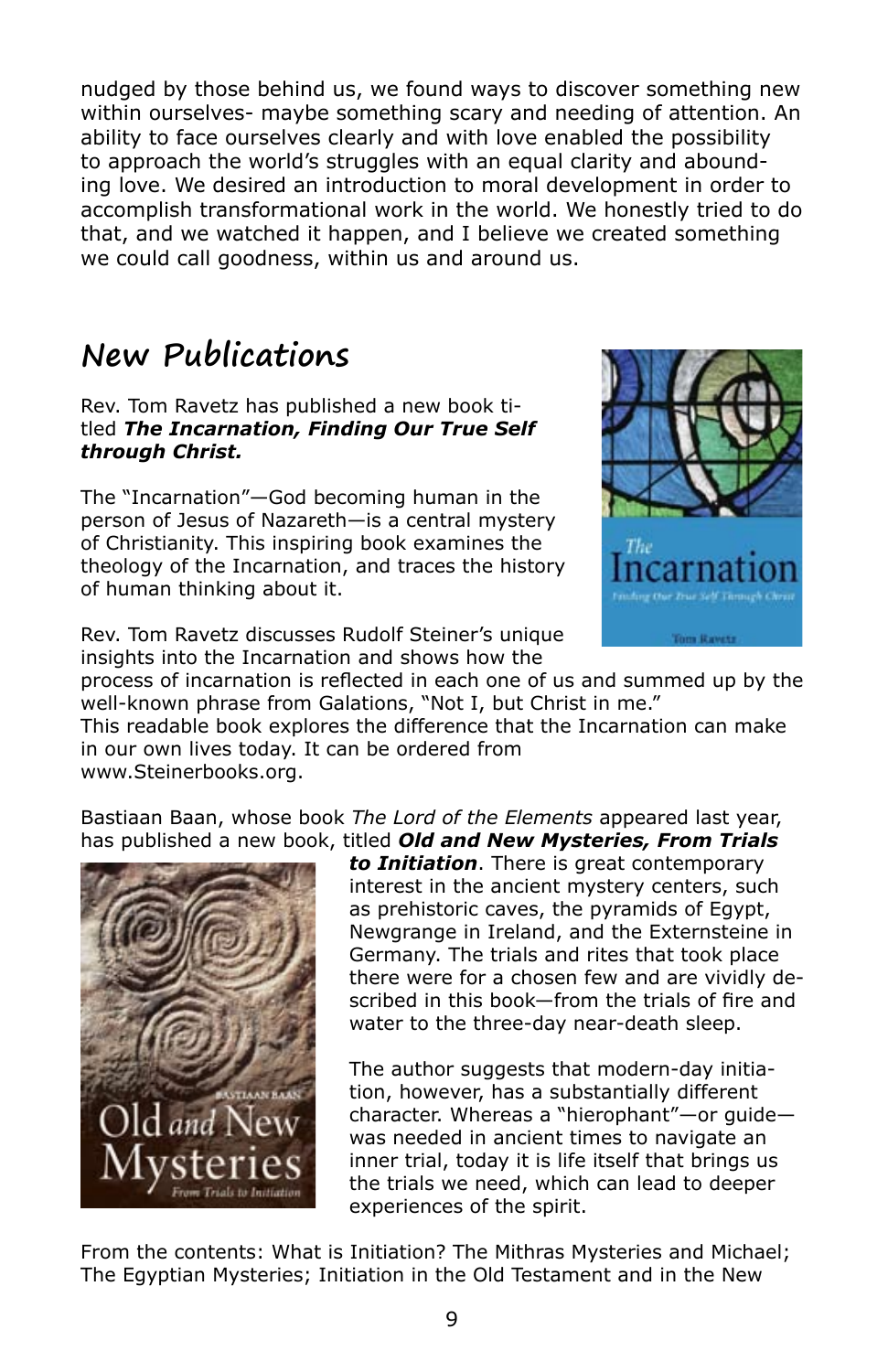nudged by those behind us, we found ways to discover something new within ourselves- maybe something scary and needing of attention. An ability to face ourselves clearly and with love enabled the possibility to approach the world's struggles with an equal clarity and abounding love. We desired an introduction to moral development in order to accomplish transformational work in the world. We honestly tried to do that, and we watched it happen, and I believe we created something we could call goodness, within us and around us.

## New Publications

Rev. Tom Ravetz has published a new book titled ***The Incarnation, Finding Our True Self through Christ.***

The "Incarnation"—God becoming human in the person of Jesus of Nazareth—is a central mystery of Christianity. This inspiring book examines the theology of the Incarnation, and traces the history of human thinking about it.

Rev. Tom Ravetz discusses Rudolf Steiner's unique insights into the Incarnation and shows how the process of incarnation is reflected in each one of us and summed up by the well-known phrase from Galations, "Not I, but Christ in me." This readable book explores the difference that the Incarnation can make in our own lives today. It can be ordered from www.Steinerbooks.org.

Bastiaan Baan, whose book *The Lord of the Elements* appeared last year, has published a new book, titled ***Old and New Mysteries, From Trials to Initiation***. There is great contemporary interest in the ancient mystery centers, such as prehistoric caves, the pyramids of Egypt, Newgrange in Ireland, and the Externsteine in Germany. The trials and rites that took place there were for a chosen few and are vividly described in this book—from the trials of fire and water to the three-day near-death sleep.

The author suggests that modern-day initiation, however, has a substantially different character. Whereas a "hierophant"—or guide—was needed in ancient times to navigate an inner trial, today it is life itself that brings us the trials we need, which can lead to deeper experiences of the spirit.

From the contents: What is Initiation? The Mithras Mysteries and Michael; The Egyptian Mysteries; Initiation in the Old Testament and in the New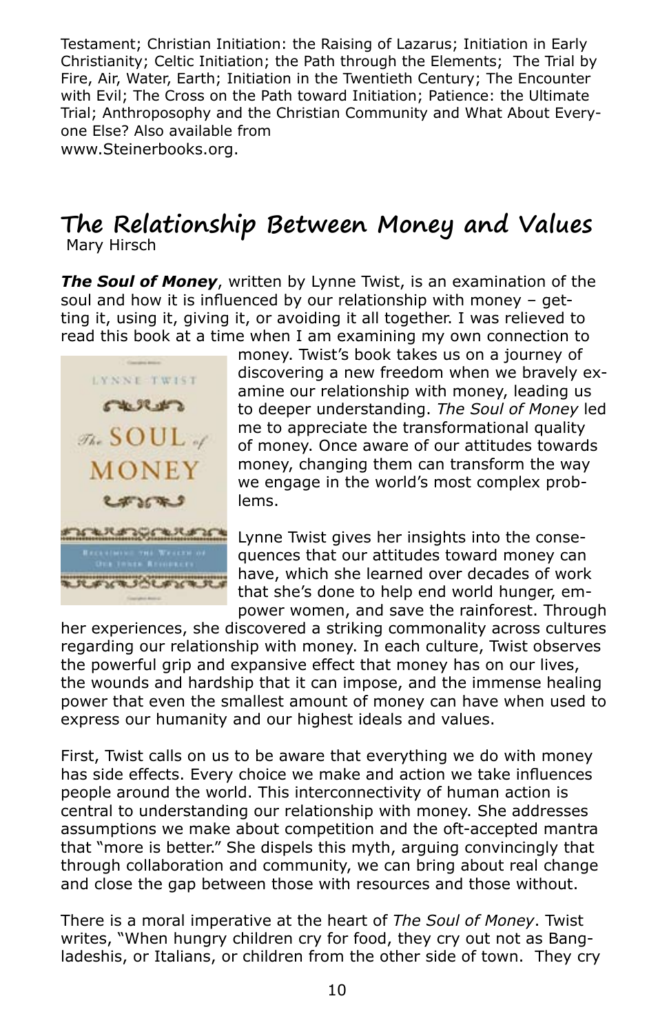Testament; Christian Initiation: the Raising of Lazarus; Initiation in Early Christianity; Celtic Initiation; the Path through the Elements; The Trial by Fire, Air, Water, Earth; Initiation in the Twentieth Century; The Encounter with Evil; The Cross on the Path toward Initiation; Patience: the Ultimate Trial; Anthroposophy and the Christian Community and What About Everyone Else? Also available from www.Steinerbooks.org.

## The Relationship Between Money and Values

Mary Hirsch

***The Soul of Money***, written by Lynne Twist, is an examination of the soul and how it is influenced by our relationship with money – getting it, using it, giving it, or avoiding it all together. I was relieved to read this book at a time when I am examining my own connection to money. Twist's book takes us on a journey of discovering a new freedom when we bravely examine our relationship with money, leading us to deeper understanding. *The Soul of Money* led me to appreciate the transformational quality of money. Once aware of our attitudes towards money, changing them can transform the way we engage in the world's most complex problems.

Lynne Twist gives her insights into the consequences that our attitudes toward money can have, which she learned over decades of work that she's done to help end world hunger, empower women, and save the rainforest. Through her experiences, she discovered a striking commonality across cultures regarding our relationship with money. In each culture, Twist observes the powerful grip and expansive effect that money has on our lives, the wounds and hardship that it can impose, and the immense healing power that even the smallest amount of money can have when used to express our humanity and our highest ideals and values.

First, Twist calls on us to be aware that everything we do with money has side effects. Every choice we make and action we take influences people around the world. This interconnectivity of human action is central to understanding our relationship with money. She addresses assumptions we make about competition and the oft-accepted mantra that "more is better." She dispels this myth, arguing convincingly that through collaboration and community, we can bring about real change and close the gap between those with resources and those without.

There is a moral imperative at the heart of *The Soul of Money*. Twist writes, "When hungry children cry for food, they cry out not as Bangladeshis, or Italians, or children from the other side of town. They cry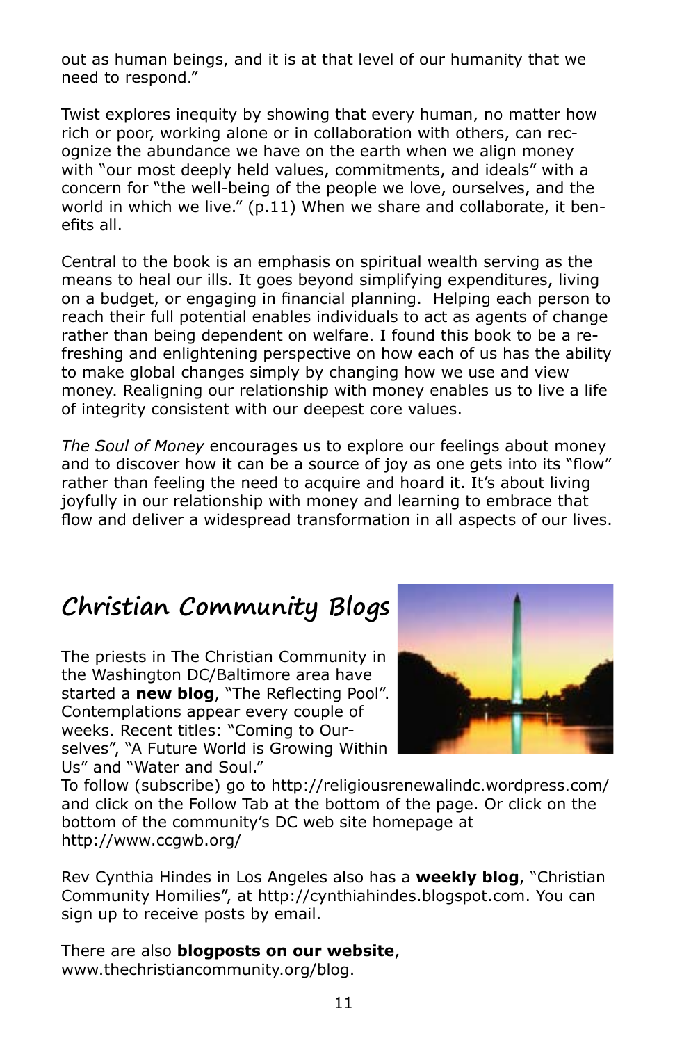out as human beings, and it is at that level of our humanity that we need to respond."

Twist explores inequity by showing that every human, no matter how rich or poor, working alone or in collaboration with others, can recognize the abundance we have on the earth when we align money with "our most deeply held values, commitments, and ideals" with a concern for "the well-being of the people we love, ourselves, and the world in which we live." (p.11) When we share and collaborate, it benefits all.

Central to the book is an emphasis on spiritual wealth serving as the means to heal our ills. It goes beyond simplifying expenditures, living on a budget, or engaging in financial planning. Helping each person to reach their full potential enables individuals to act as agents of change rather than being dependent on welfare. I found this book to be a refreshing and enlightening perspective on how each of us has the ability to make global changes simply by changing how we use and view money. Realigning our relationship with money enables us to live a life of integrity consistent with our deepest core values.

*The Soul of Money* encourages us to explore our feelings about money and to discover how it can be a source of joy as one gets into its "flow" rather than feeling the need to acquire and hoard it. It's about living joyfully in our relationship with money and learning to embrace that flow and deliver a widespread transformation in all aspects of our lives.

## Christian Community Blogs

The priests in The Christian Community in the Washington DC/Baltimore area have started a **new blog**, "The Reflecting Pool". Contemplations appear every couple of weeks. Recent titles: "Coming to Ourselves", "A Future World is Growing Within Us" and "Water and Soul."

To follow (subscribe) go to http://religiousrenewalindc.wordpress.com/ and click on the Follow Tab at the bottom of the page. Or click on the bottom of the community's DC web site homepage at http://www.ccgwb.org/

Rev Cynthia Hindes in Los Angeles also has a **weekly blog**, "Christian Community Homilies", at http://cynthiahindes.blogspot.com. You can sign up to receive posts by email.

There are also **blogposts on our website**, www.thechristiancommunity.org/blog.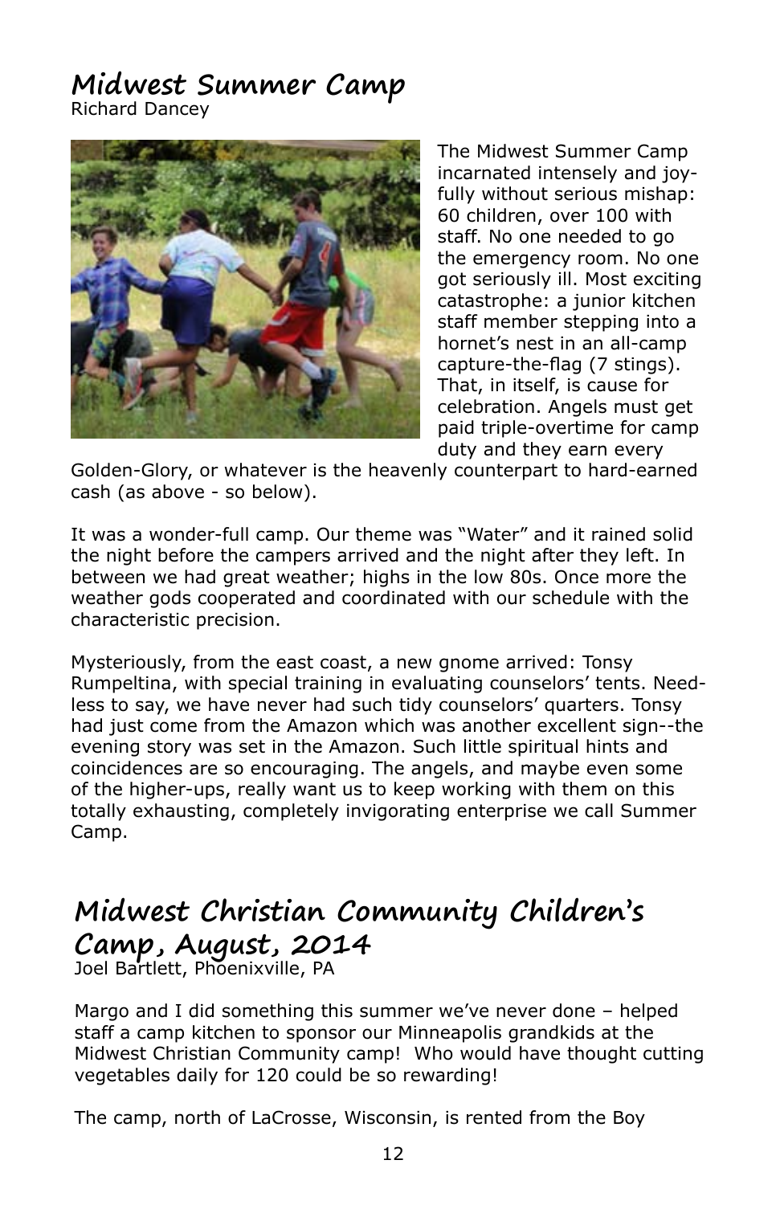## Midwest Summer Camp

Richard Dancey

The Midwest Summer Camp incarnated intensely and joyfully without serious mishap: 60 children, over 100 with staff. No one needed to go the emergency room. No one got seriously ill. Most exciting catastrophe: a junior kitchen staff member stepping into a hornet's nest in an all-camp capture-the-flag (7 stings). That, in itself, is cause for celebration. Angels must get paid triple-overtime for camp duty and they earn every Golden-Glory, or whatever is the heavenly counterpart to hard-earned cash (as above - so below).

It was a wonder-full camp. Our theme was "Water" and it rained solid the night before the campers arrived and the night after they left. In between we had great weather; highs in the low 80s. Once more the weather gods cooperated and coordinated with our schedule with the characteristic precision.

Mysteriously, from the east coast, a new gnome arrived: Tonsy Rumpeltina, with special training in evaluating counselors' tents. Needless to say, we have never had such tidy counselors' quarters. Tonsy had just come from the Amazon which was another excellent sign--the evening story was set in the Amazon. Such little spiritual hints and coincidences are so encouraging. The angels, and maybe even some of the higher-ups, really want us to keep working with them on this totally exhausting, completely invigorating enterprise we call Summer Camp.

## Midwest Christian Community Children's Camp, August, 2014

Joel Bartlett, Phoenixville, PA

Margo and I did something this summer we've never done – helped staff a camp kitchen to sponsor our Minneapolis grandkids at the Midwest Christian Community camp! Who would have thought cutting vegetables daily for 120 could be so rewarding!

The camp, north of LaCrosse, Wisconsin, is rented from the Boy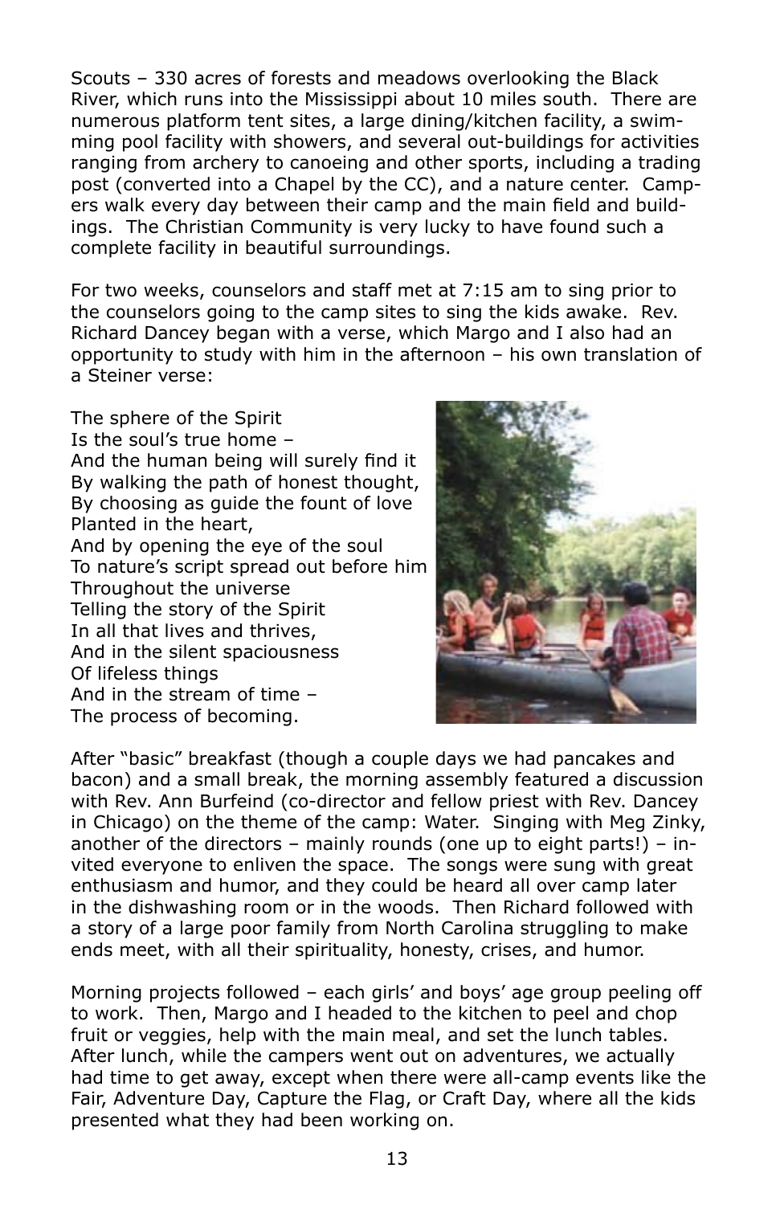Scouts – 330 acres of forests and meadows overlooking the Black River, which runs into the Mississippi about 10 miles south. There are numerous platform tent sites, a large dining/kitchen facility, a swimming pool facility with showers, and several out-buildings for activities ranging from archery to canoeing and other sports, including a trading post (converted into a Chapel by the CC), and a nature center. Campers walk every day between their camp and the main field and buildings. The Christian Community is very lucky to have found such a complete facility in beautiful surroundings.

For two weeks, counselors and staff met at 7:15 am to sing prior to the counselors going to the camp sites to sing the kids awake. Rev. Richard Dancey began with a verse, which Margo and I also had an opportunity to study with him in the afternoon – his own translation of a Steiner verse:

The sphere of the Spirit  
Is the soul's true home –  
And the human being will surely find it  
By walking the path of honest thought,  
By choosing as guide the fount of love  
Planted in the heart,  
And by opening the eye of the soul  
To nature's script spread out before him  
Throughout the universe  
Telling the story of the Spirit  
In all that lives and thrives,  
And in the silent spaciousness  
Of lifeless things  
And in the stream of time –  
The process of becoming.

After "basic" breakfast (though a couple days we had pancakes and bacon) and a small break, the morning assembly featured a discussion with Rev. Ann Burfeind (co-director and fellow priest with Rev. Dancey in Chicago) on the theme of the camp: Water. Singing with Meg Zinky, another of the directors – mainly rounds (one up to eight parts!) – invited everyone to enliven the space. The songs were sung with great enthusiasm and humor, and they could be heard all over camp later in the dishwashing room or in the woods. Then Richard followed with a story of a large poor family from North Carolina struggling to make ends meet, with all their spirituality, honesty, crises, and humor.

Morning projects followed – each girls' and boys' age group peeling off to work. Then, Margo and I headed to the kitchen to peel and chop fruit or veggies, help with the main meal, and set the lunch tables. After lunch, while the campers went out on adventures, we actually had time to get away, except when there were all-camp events like the Fair, Adventure Day, Capture the Flag, or Craft Day, where all the kids presented what they had been working on.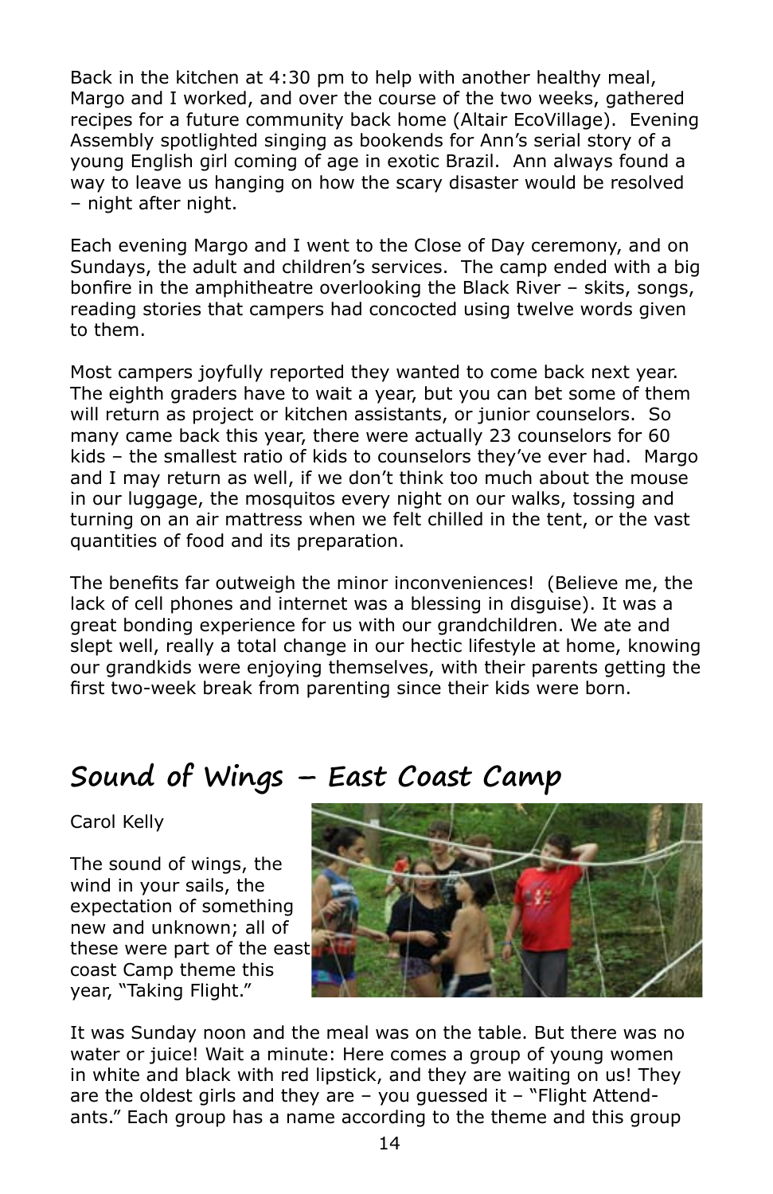Back in the kitchen at 4:30 pm to help with another healthy meal, Margo and I worked, and over the course of the two weeks, gathered recipes for a future community back home (Altair EcoVillage). Evening Assembly spotlighted singing as bookends for Ann's serial story of a young English girl coming of age in exotic Brazil. Ann always found a way to leave us hanging on how the scary disaster would be resolved – night after night.

Each evening Margo and I went to the Close of Day ceremony, and on Sundays, the adult and children's services. The camp ended with a big bonfire in the amphitheatre overlooking the Black River – skits, songs, reading stories that campers had concocted using twelve words given to them.

Most campers joyfully reported they wanted to come back next year. The eighth graders have to wait a year, but you can bet some of them will return as project or kitchen assistants, or junior counselors. So many came back this year, there were actually 23 counselors for 60 kids – the smallest ratio of kids to counselors they've ever had. Margo and I may return as well, if we don't think too much about the mouse in our luggage, the mosquitos every night on our walks, tossing and turning on an air mattress when we felt chilled in the tent, or the vast quantities of food and its preparation.

The benefits far outweigh the minor inconveniences! (Believe me, the lack of cell phones and internet was a blessing in disguise). It was a great bonding experience for us with our grandchildren. We ate and slept well, really a total change in our hectic lifestyle at home, knowing our grandkids were enjoying themselves, with their parents getting the first two-week break from parenting since their kids were born.

## Sound of Wings – East Coast Camp

Carol Kelly

The sound of wings, the wind in your sails, the expectation of something new and unknown; all of these were part of the east coast Camp theme this year, "Taking Flight."

It was Sunday noon and the meal was on the table. But there was no water or juice! Wait a minute: Here comes a group of young women in white and black with red lipstick, and they are waiting on us! They are the oldest girls and they are – you guessed it – "Flight Attendants." Each group has a name according to the theme and this group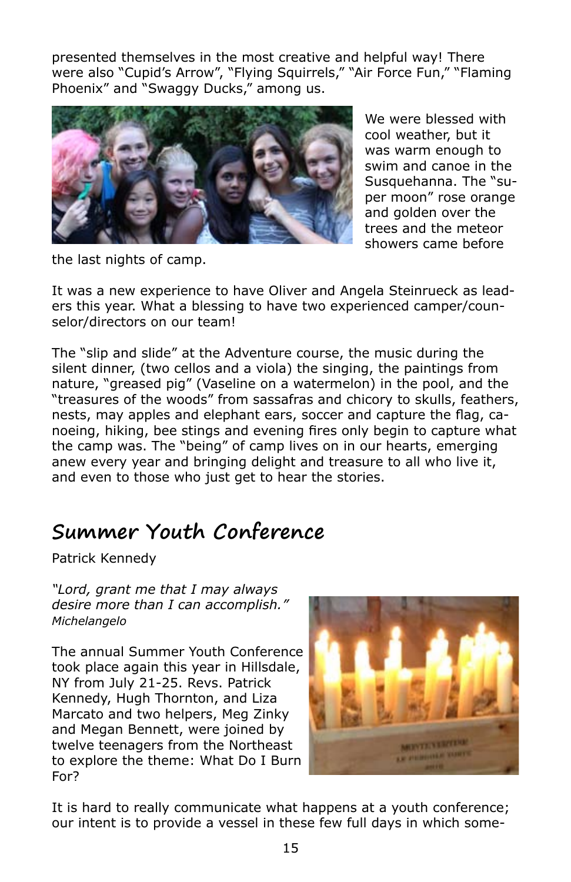presented themselves in the most creative and helpful way! There were also "Cupid's Arrow", "Flying Squirrels," "Air Force Fun," "Flaming Phoenix" and "Swaggy Ducks," among us.

We were blessed with cool weather, but it was warm enough to swim and canoe in the Susquehanna. The "super moon" rose orange and golden over the trees and the meteor showers came before the last nights of camp.

It was a new experience to have Oliver and Angela Steinrueck as leaders this year. What a blessing to have two experienced camper/counselor/directors on our team!

The "slip and slide" at the Adventure course, the music during the silent dinner, (two cellos and a viola) the singing, the paintings from nature, "greased pig" (Vaseline on a watermelon) in the pool, and the "treasures of the woods" from sassafras and chicory to skulls, feathers, nests, may apples and elephant ears, soccer and capture the flag, canoeing, hiking, bee stings and evening fires only begin to capture what the camp was. The "being" of camp lives on in our hearts, emerging anew every year and bringing delight and treasure to all who live it, and even to those who just get to hear the stories.

## Summer Youth Conference

Patrick Kennedy

*"Lord, grant me that I may always desire more than I can accomplish."*
*Michelangelo*

The annual Summer Youth Conference took place again this year in Hillsdale, NY from July 21-25. Revs. Patrick Kennedy, Hugh Thornton, and Liza Marcato and two helpers, Meg Zinky and Megan Bennett, were joined by twelve teenagers from the Northeast to explore the theme: What Do I Burn For?

It is hard to really communicate what happens at a youth conference; our intent is to provide a vessel in these few full days in which some-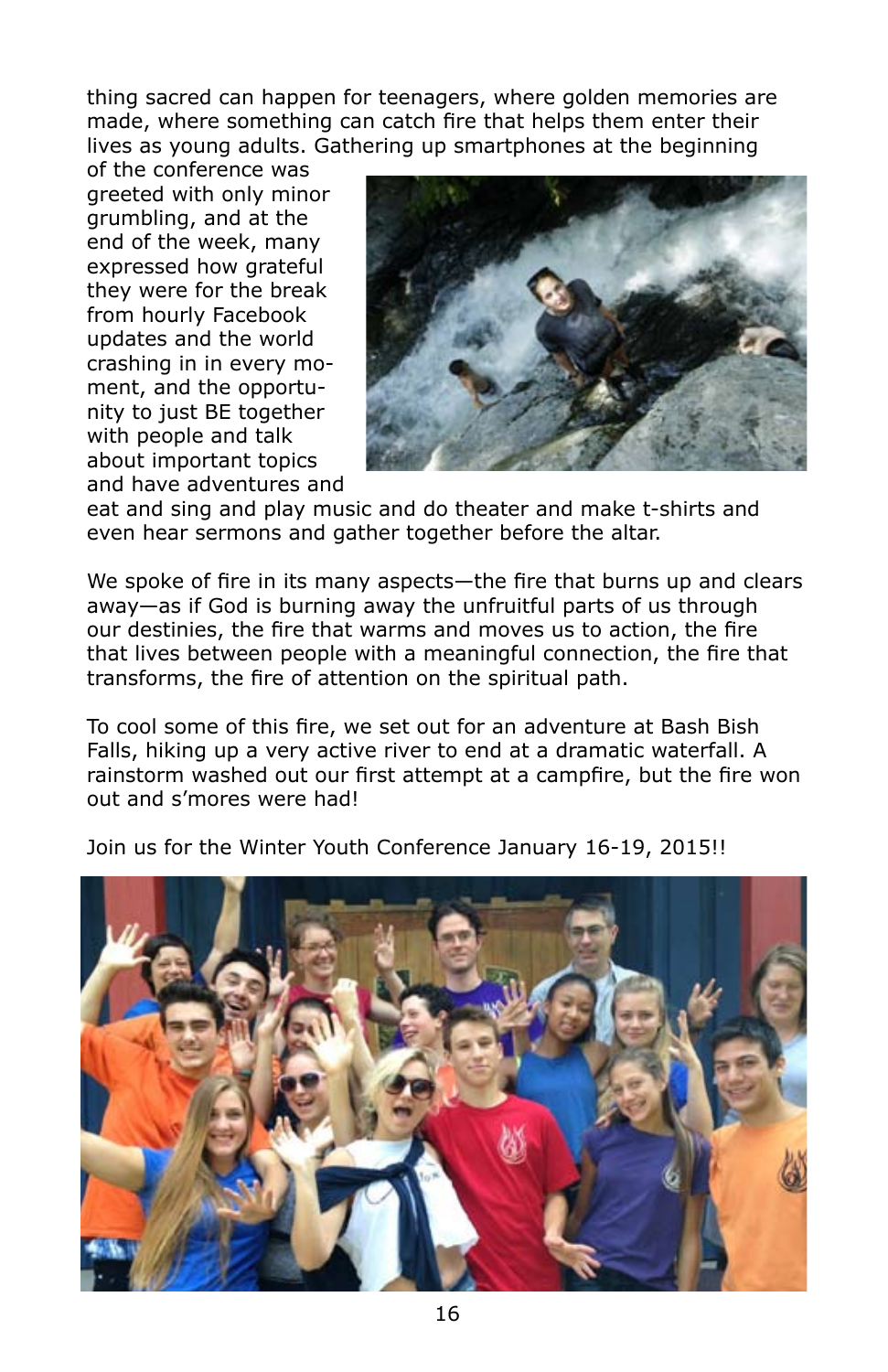thing sacred can happen for teenagers, where golden memories are made, where something can catch fire that helps them enter their lives as young adults. Gathering up smartphones at the beginning of the conference was greeted with only minor grumbling, and at the end of the week, many expressed how grateful they were for the break from hourly Facebook updates and the world crashing in in every moment, and the opportunity to just BE together with people and talk about important topics and have adventures and eat and sing and play music and do theater and make t-shirts and even hear sermons and gather together before the altar.

We spoke of fire in its many aspects—the fire that burns up and clears away—as if God is burning away the unfruitful parts of us through our destinies, the fire that warms and moves us to action, the fire that lives between people with a meaningful connection, the fire that transforms, the fire of attention on the spiritual path.

To cool some of this fire, we set out for an adventure at Bash Bish Falls, hiking up a very active river to end at a dramatic waterfall. A rainstorm washed out our first attempt at a campfire, but the fire won out and s'mores were had!

Join us for the Winter Youth Conference January 16-19, 2015!!